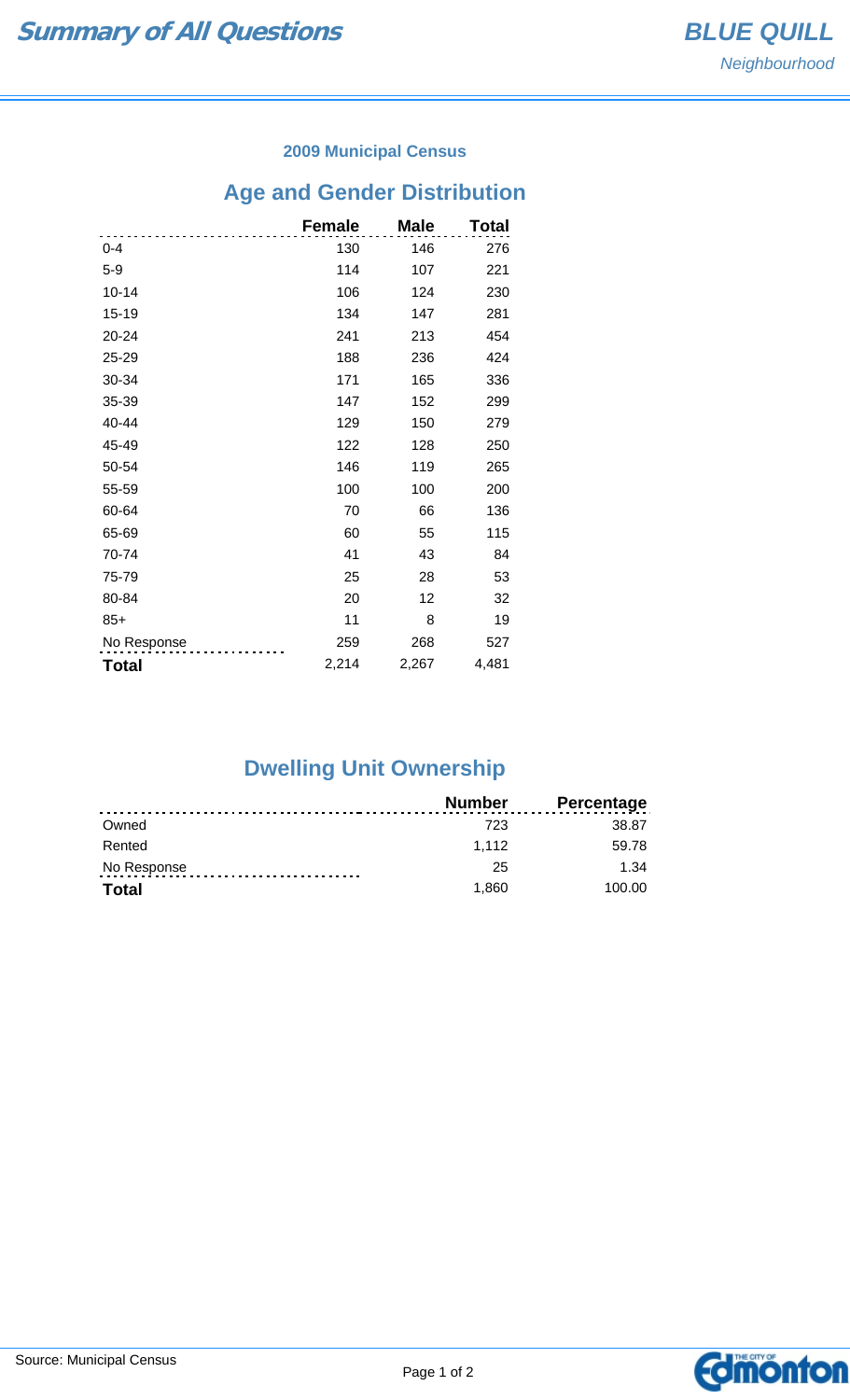# Summary of All Questions

**BLUE QUILL**
*Neighbourhood*

### 2009 Municipal Census

## Age and Gender Distribution

| | Female | Male | Total |
|---|---|---|---|
| 0-4 | 130 | 146 | 276 |
| 5-9 | 114 | 107 | 221 |
| 10-14 | 106 | 124 | 230 |
| 15-19 | 134 | 147 | 281 |
| 20-24 | 241 | 213 | 454 |
| 25-29 | 188 | 236 | 424 |
| 30-34 | 171 | 165 | 336 |
| 35-39 | 147 | 152 | 299 |
| 40-44 | 129 | 150 | 279 |
| 45-49 | 122 | 128 | 250 |
| 50-54 | 146 | 119 | 265 |
| 55-59 | 100 | 100 | 200 |
| 60-64 | 70 | 66 | 136 |
| 65-69 | 60 | 55 | 115 |
| 70-74 | 41 | 43 | 84 |
| 75-79 | 25 | 28 | 53 |
| 80-84 | 20 | 12 | 32 |
| 85+ | 11 | 8 | 19 |
| No Response | 259 | 268 | 527 |
| **Total** | 2,214 | 2,267 | 4,481 |

## Dwelling Unit Ownership

| | Number | Percentage |
|---|---|---|
| Owned | 723 | 38.87 |
| Rented | 1,112 | 59.78 |
| No Response | 25 | 1.34 |
| **Total** | 1,860 | 100.00 |

Source: Municipal Census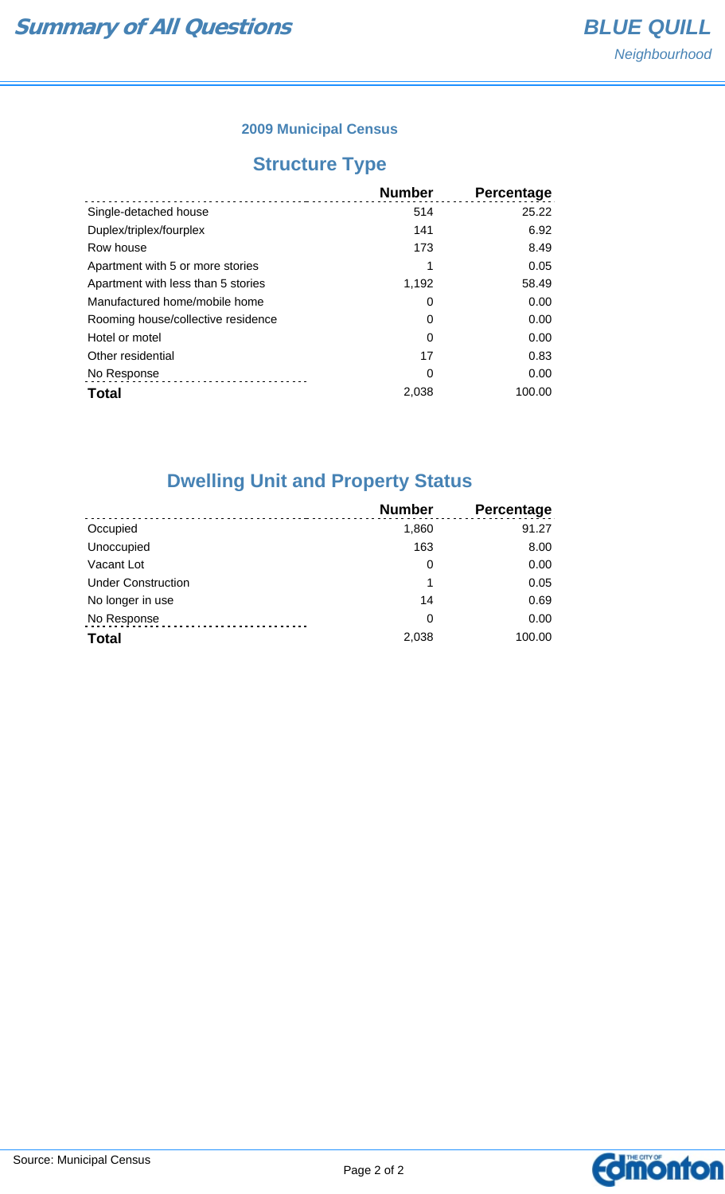# Summary of All Questions

**BLUE QUILL**
*Neighbourhood*

### 2009 Municipal Census

## Structure Type

| | Number | Percentage |
|---|---|---|
| Single-detached house | 514 | 25.22 |
| Duplex/triplex/fourplex | 141 | 6.92 |
| Row house | 173 | 8.49 |
| Apartment with 5 or more stories | 1 | 0.05 |
| Apartment with less than 5 stories | 1,192 | 58.49 |
| Manufactured home/mobile home | 0 | 0.00 |
| Rooming house/collective residence | 0 | 0.00 |
| Hotel or motel | 0 | 0.00 |
| Other residential | 17 | 0.83 |
| No Response | 0 | 0.00 |
| **Total** | 2,038 | 100.00 |

## Dwelling Unit and Property Status

| | Number | Percentage |
|---|---|---|
| Occupied | 1,860 | 91.27 |
| Unoccupied | 163 | 8.00 |
| Vacant Lot | 0 | 0.00 |
| Under Construction | 1 | 0.05 |
| No longer in use | 14 | 0.69 |
| No Response | 0 | 0.00 |
| **Total** | 2,038 | 100.00 |

Source: Municipal Census